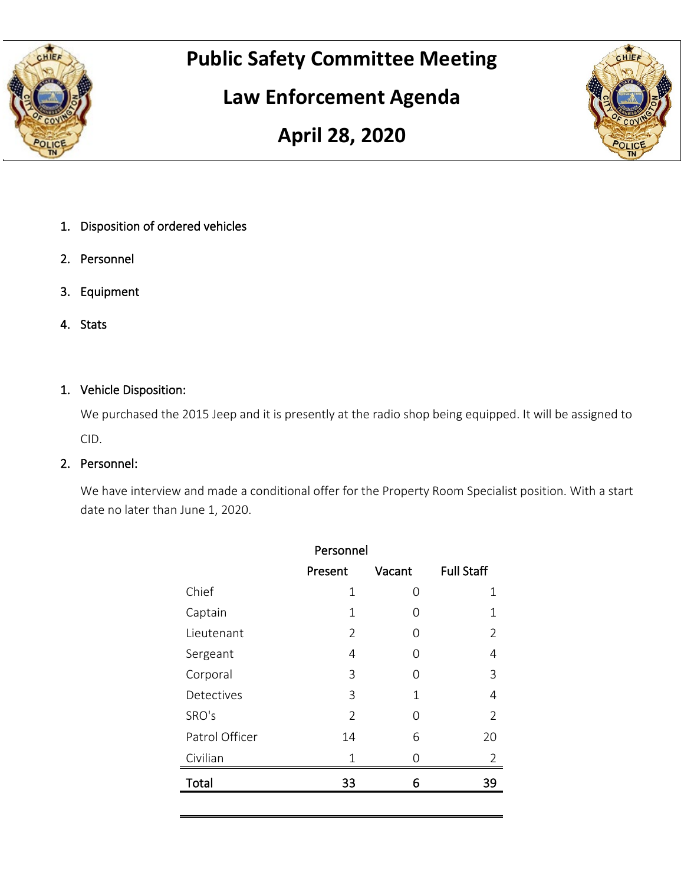# Public Safety Committee Meeting

## Law Enforcement Agenda

## April 28, 2020

1. Disposition of ordered vehicles
2. Personnel
3. Equipment
4. Stats

### 1. Vehicle Disposition:

We purchased the 2015 Jeep and it is presently at the radio shop being equipped. It will be assigned to CID.

### 2. Personnel:

We have interview and made a conditional offer for the Property Room Specialist position. With a start date no later than June 1, 2020.

Personnel

| | Present | Vacant | Full Staff |
|---|---|---|---|
| Chief | 1 | 0 | 1 |
| Captain | 1 | 0 | 1 |
| Lieutenant | 2 | 0 | 2 |
| Sergeant | 4 | 0 | 4 |
| Corporal | 3 | 0 | 3 |
| Detectives | 3 | 1 | 4 |
| SRO's | 2 | 0 | 2 |
| Patrol Officer | 14 | 6 | 20 |
| Civilian | 1 | 0 | 2 |
| **Total** | **33** | **6** | **39** |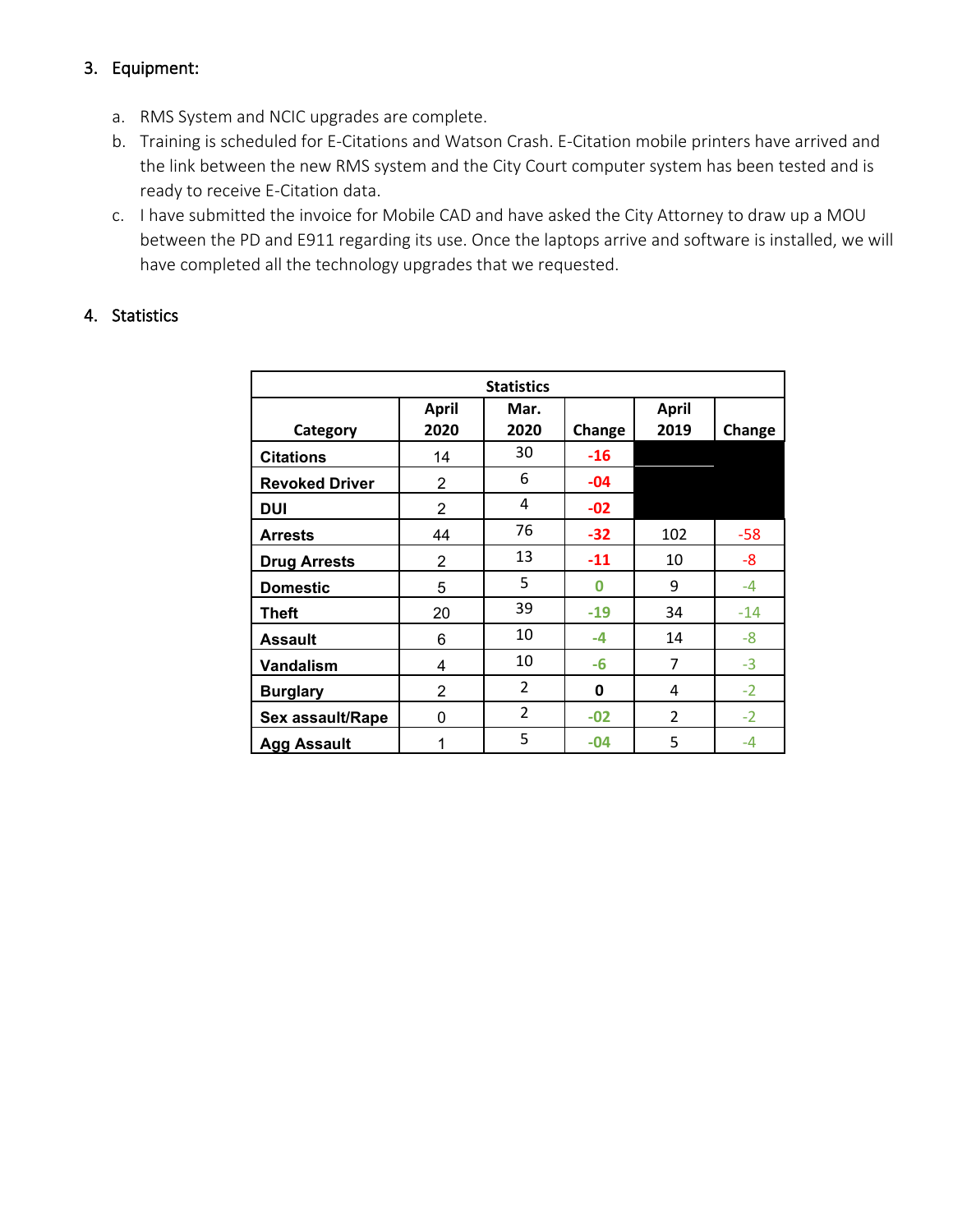3. Equipment:

   a. RMS System and NCIC upgrades are complete.
   b. Training is scheduled for E-Citations and Watson Crash. E-Citation mobile printers have arrived and the link between the new RMS system and the City Court computer system has been tested and is ready to receive E-Citation data.
   c. I have submitted the invoice for Mobile CAD and have asked the City Attorney to draw up a MOU between the PD and E911 regarding its use. Once the laptops arrive and software is installed, we will have completed all the technology upgrades that we requested.

4. Statistics

| Statistics | | | | | |
|---|---|---|---|---|---|
| Category | April 2020 | Mar. 2020 | Change | April 2019 | Change |
| Citations | 14 | 30 | -16 | | |
| Revoked Driver | 2 | 6 | -04 | | |
| DUI | 2 | 4 | -02 | | |
| Arrests | 44 | 76 | -32 | 102 | -58 |
| Drug Arrests | 2 | 13 | -11 | 10 | -8 |
| Domestic | 5 | 5 | 0 | 9 | -4 |
| Theft | 20 | 39 | -19 | 34 | -14 |
| Assault | 6 | 10 | -4 | 14 | -8 |
| Vandalism | 4 | 10 | -6 | 7 | -3 |
| Burglary | 2 | 2 | 0 | 4 | -2 |
| Sex assault/Rape | 0 | 2 | -02 | 2 | -2 |
| Agg Assault | 1 | 5 | -04 | 5 | -4 |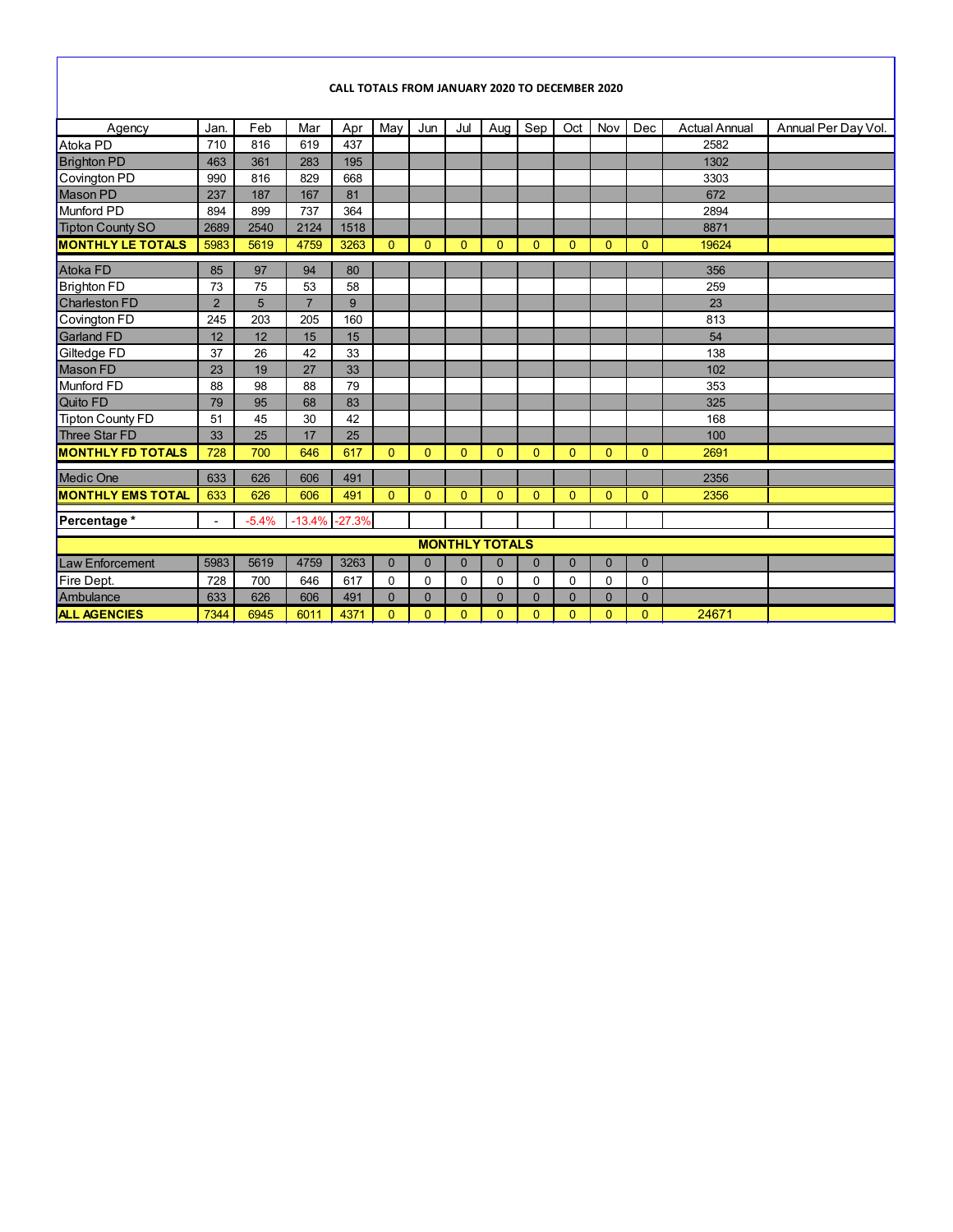**CALL TOTALS FROM JANUARY 2020 TO DECEMBER 2020**

| Agency | Jan. | Feb | Mar | Apr | May | Jun | Jul | Aug | Sep | Oct | Nov | Dec | Actual Annual | Annual Per Day Vol. |
|---|---|---|---|---|---|---|---|---|---|---|---|---|---|---|
| Atoka PD | 710 | 816 | 619 | 437 | | | | | | | | | 2582 | |
| Brighton PD | 463 | 361 | 283 | 195 | | | | | | | | | 1302 | |
| Covington PD | 990 | 816 | 829 | 668 | | | | | | | | | 3303 | |
| Mason PD | 237 | 187 | 167 | 81 | | | | | | | | | 672 | |
| Munford PD | 894 | 899 | 737 | 364 | | | | | | | | | 2894 | |
| Tipton County SO | 2689 | 2540 | 2124 | 1518 | | | | | | | | | 8871 | |
| **MONTHLY LE TOTALS** | 5983 | 5619 | 4759 | 3263 | 0 | 0 | 0 | 0 | 0 | 0 | 0 | 0 | 19624 | |
| Atoka FD | 85 | 97 | 94 | 80 | | | | | | | | | 356 | |
| Brighton FD | 73 | 75 | 53 | 58 | | | | | | | | | 259 | |
| Charleston FD | 2 | 5 | 7 | 9 | | | | | | | | | 23 | |
| Covington FD | 245 | 203 | 205 | 160 | | | | | | | | | 813 | |
| Garland FD | 12 | 12 | 15 | 15 | | | | | | | | | 54 | |
| Giltedge FD | 37 | 26 | 42 | 33 | | | | | | | | | 138 | |
| Mason FD | 23 | 19 | 27 | 33 | | | | | | | | | 102 | |
| Munford FD | 88 | 98 | 88 | 79 | | | | | | | | | 353 | |
| Quito FD | 79 | 95 | 68 | 83 | | | | | | | | | 325 | |
| Tipton County FD | 51 | 45 | 30 | 42 | | | | | | | | | 168 | |
| Three Star FD | 33 | 25 | 17 | 25 | | | | | | | | | 100 | |
| **MONTHLY FD TOTALS** | 728 | 700 | 646 | 617 | 0 | 0 | 0 | 0 | 0 | 0 | 0 | 0 | 2691 | |
| Medic One | 633 | 626 | 606 | 491 | | | | | | | | | 2356 | |
| **MONTHLY EMS TOTAL** | 633 | 626 | 606 | 491 | 0 | 0 | 0 | 0 | 0 | 0 | 0 | 0 | 2356 | |
| **Percentage *** | - | -5.4% | -13.4% | -27.3% | | | | | | | | | | |
| **MONTHLY TOTALS** | | | | | | | | | | | | | | |
| Law Enforcement | 5983 | 5619 | 4759 | 3263 | 0 | 0 | 0 | 0 | 0 | 0 | 0 | 0 | | |
| Fire Dept. | 728 | 700 | 646 | 617 | 0 | 0 | 0 | 0 | 0 | 0 | 0 | 0 | | |
| Ambulance | 633 | 626 | 606 | 491 | 0 | 0 | 0 | 0 | 0 | 0 | 0 | 0 | | |
| **ALL AGENCIES** | 7344 | 6945 | 6011 | 4371 | 0 | 0 | 0 | 0 | 0 | 0 | 0 | 0 | 24671 | |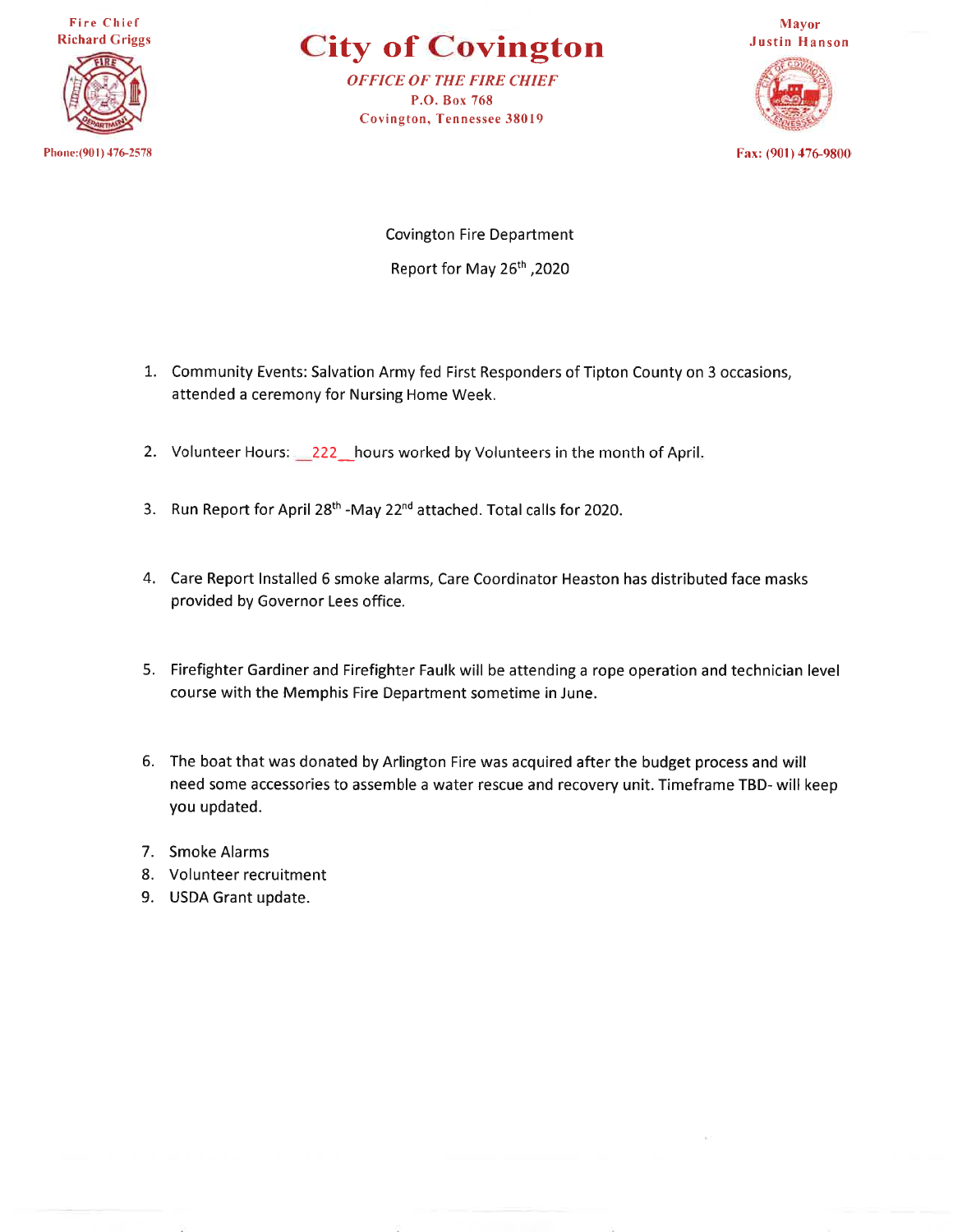Fire Chief
Richard Griggs

# City of Covington

*OFFICE OF THE FIRE CHIEF*
P.O. Box 768
Covington, Tennessee 38019

Mayor
Justin Hanson

Phone:(901) 476-2578

Fax: (901) 476-9800

Covington Fire Department

Report for May 26th ,2020

1. Community Events: Salvation Army fed First Responders of Tipton County on 3 occasions, attended a ceremony for Nursing Home Week.

2. Volunteer Hours: \_\_222\_\_hours worked by Volunteers in the month of April.

3. Run Report for April 28th -May 22nd attached. Total calls for 2020.

4. Care Report Installed 6 smoke alarms, Care Coordinator Heaston has distributed face masks provided by Governor Lees office.

5. Firefighter Gardiner and Firefighter Faulk will be attending a rope operation and technician level course with the Memphis Fire Department sometime in June.

6. The boat that was donated by Arlington Fire was acquired after the budget process and will need some accessories to assemble a water rescue and recovery unit. Timeframe TBD- will keep you updated.

7. Smoke Alarms
8. Volunteer recruitment
9. USDA Grant update.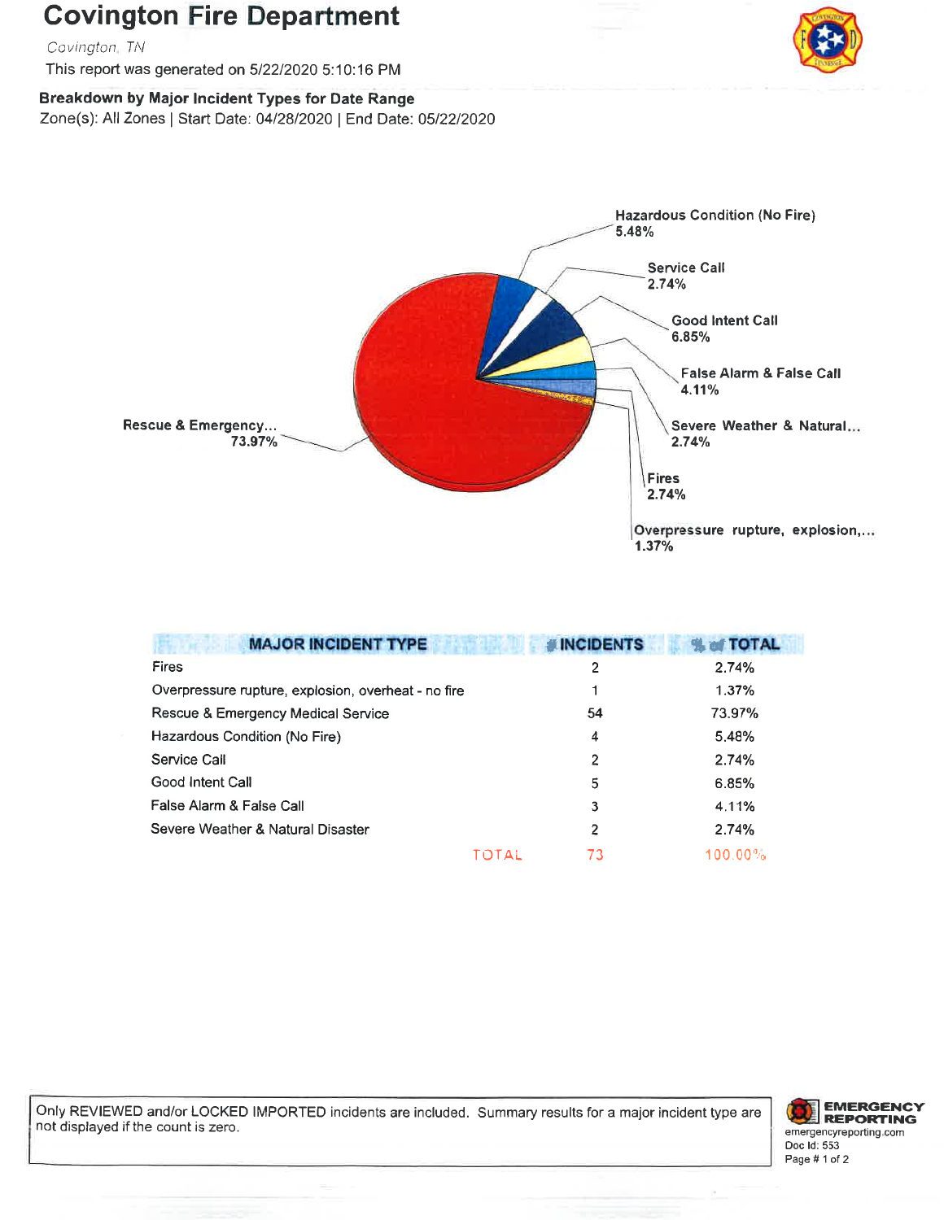# Covington Fire Department

*Covington, TN*

This report was generated on 5/22/2020 5:10:16 PM

**Breakdown by Major Incident Types for Date Range**

Zone(s): All Zones | Start Date: 04/28/2020 | End Date: 05/22/2020

| MAJOR INCIDENT TYPE | # INCIDENTS | % of TOTAL |
|---|---|---|
| Fires | 2 | 2.74% |
| Overpressure rupture, explosion, overheat - no fire | 1 | 1.37% |
| Rescue & Emergency Medical Service | 54 | 73.97% |
| Hazardous Condition (No Fire) | 4 | 5.48% |
| Service Call | 2 | 2.74% |
| Good Intent Call | 5 | 6.85% |
| False Alarm & False Call | 3 | 4.11% |
| Severe Weather & Natural Disaster | 2 | 2.74% |
| TOTAL | 73 | 100.00% |

Only REVIEWED and/or LOCKED IMPORTED incidents are included. Summary results for a major incident type are not displayed if the count is zero.

EMERGENCY REPORTING
emergencyreporting.com
Doc Id: 553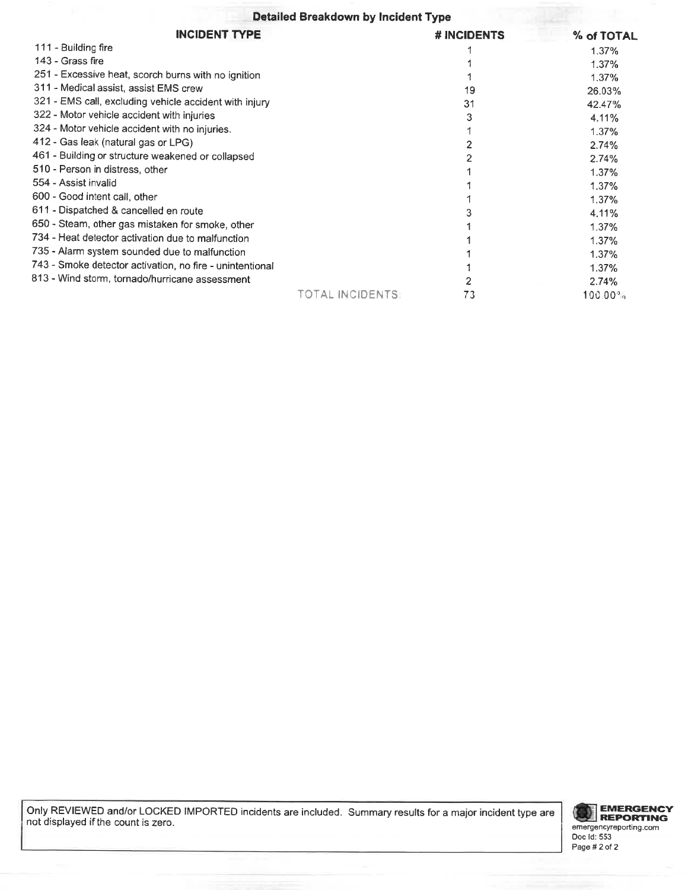## Detailed Breakdown by Incident Type

| INCIDENT TYPE | | # INCIDENTS | % of TOTAL |
|---|---|---|---|
| 111 - Building fire | | 1 | 1.37% |
| 143 - Grass fire | | 1 | 1.37% |
| 251 - Excessive heat, scorch burns with no ignition | | 1 | 1.37% |
| 311 - Medical assist, assist EMS crew | | 19 | 26.03% |
| 321 - EMS call, excluding vehicle accident with injury | | 31 | 42.47% |
| 322 - Motor vehicle accident with injuries | | 3 | 4.11% |
| 324 - Motor vehicle accident with no injuries. | | 1 | 1.37% |
| 412 - Gas leak (natural gas or LPG) | | 2 | 2.74% |
| 461 - Building or structure weakened or collapsed | | 2 | 2.74% |
| 510 - Person in distress, other | | 1 | 1.37% |
| 554 - Assist invalid | | 1 | 1.37% |
| 600 - Good intent call, other | | 1 | 1.37% |
| 611 - Dispatched & cancelled en route | | 3 | 4.11% |
| 650 - Steam, other gas mistaken for smoke, other | | 1 | 1.37% |
| 734 - Heat detector activation due to malfunction | | 1 | 1.37% |
| 735 - Alarm system sounded due to malfunction | | 1 | 1.37% |
| 743 - Smoke detector activation, no fire - unintentional | | 1 | 1.37% |
| 813 - Wind storm, tornado/hurricane assessment | | 2 | 2.74% |
| | TOTAL INCIDENTS: | 73 | 100.00% |

Only REVIEWED and/or LOCKED IMPORTED incidents are included. Summary results for a major incident type are not displayed if the count is zero.

EMERGENCY REPORTING
emergencyreporting.com
Doc Id: 553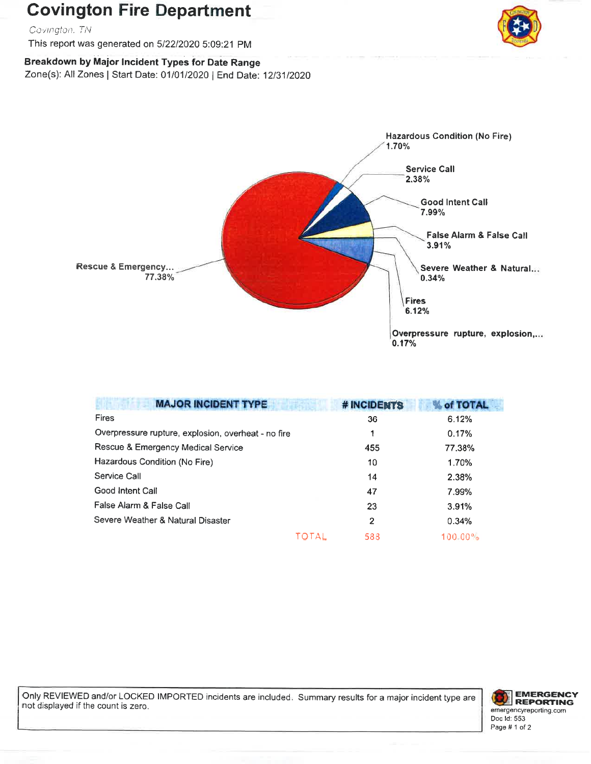# Covington Fire Department

*Covington, TN*

This report was generated on 5/22/2020 5:09:21 PM

**Breakdown by Major Incident Types for Date Range**

Zone(s): All Zones | Start Date: 01/01/2020 | End Date: 12/31/2020

Hazardous Condition (No Fire) 1.70%

Service Call 2.38%

Good Intent Call 7.99%

False Alarm & False Call 3.91%

Severe Weather & Natural... 0.34%

Fires 6.12%

Overpressure rupture, explosion,... 0.17%

Rescue & Emergency... 77.38%

| MAJOR INCIDENT TYPE | # INCIDENTS | % of TOTAL |
|---|---|---|
| Fires | 36 | 6.12% |
| Overpressure rupture, explosion, overheat - no fire | 1 | 0.17% |
| Rescue & Emergency Medical Service | 455 | 77.38% |
| Hazardous Condition (No Fire) | 10 | 1.70% |
| Service Call | 14 | 2.38% |
| Good Intent Call | 47 | 7.99% |
| False Alarm & False Call | 23 | 3.91% |
| Severe Weather & Natural Disaster | 2 | 0.34% |
| TOTAL | 588 | 100.00% |

Only REVIEWED and/or LOCKED IMPORTED incidents are included. Summary results for a major incident type are not displayed if the count is zero.

EMERGENCY REPORTING
emergencyreporting.com
Doc Id: 553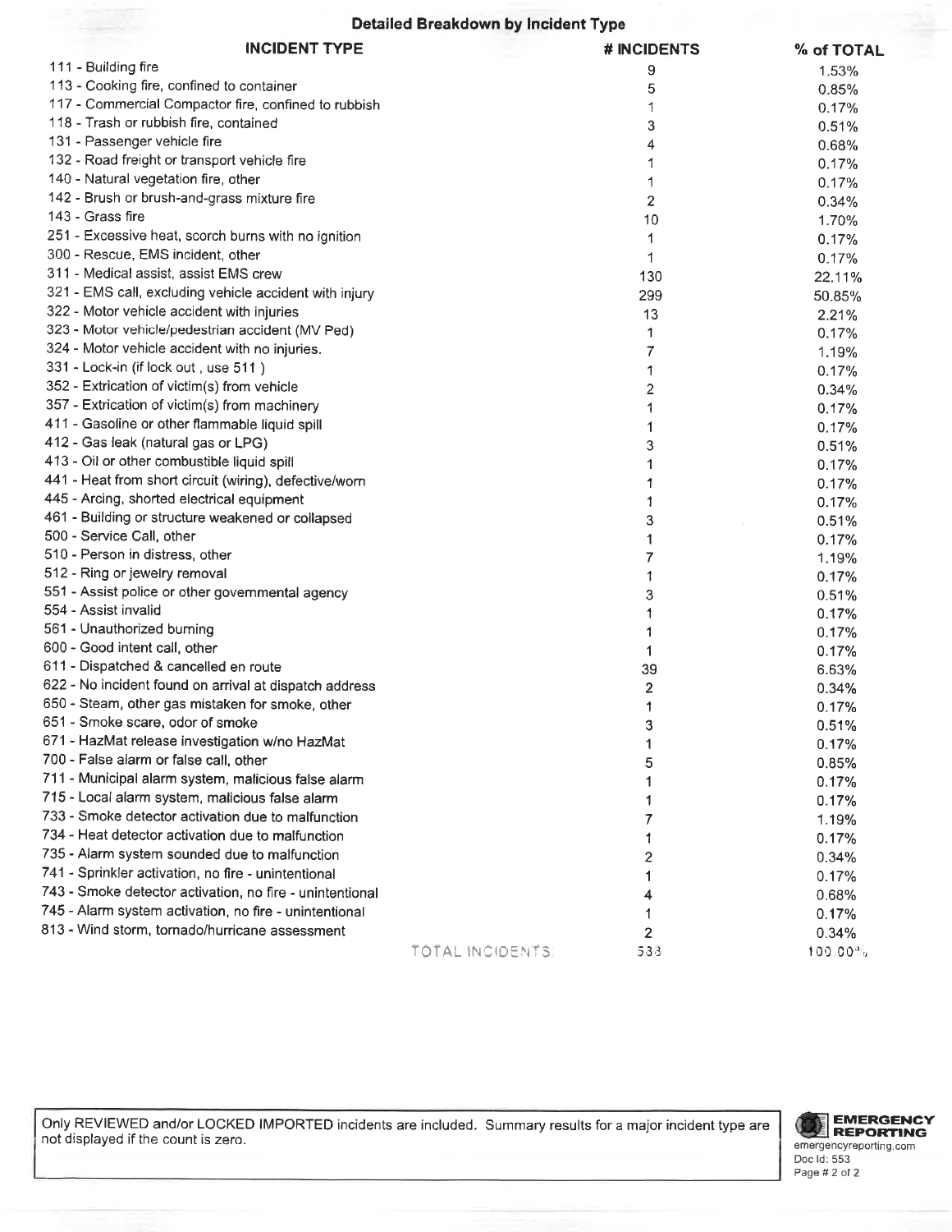### Detailed Breakdown by Incident Type

| INCIDENT TYPE | # INCIDENTS | % of TOTAL |
|---|---|---|
| 111 - Building fire | 9 | 1.53% |
| 113 - Cooking fire, confined to container | 5 | 0.85% |
| 117 - Commercial Compactor fire, confined to rubbish | 1 | 0.17% |
| 118 - Trash or rubbish fire, contained | 3 | 0.51% |
| 131 - Passenger vehicle fire | 4 | 0.68% |
| 132 - Road freight or transport vehicle fire | 1 | 0.17% |
| 140 - Natural vegetation fire, other | 1 | 0.17% |
| 142 - Brush or brush-and-grass mixture fire | 2 | 0.34% |
| 143 - Grass fire | 10 | 1.70% |
| 251 - Excessive heat, scorch burns with no ignition | 1 | 0.17% |
| 300 - Rescue, EMS incident, other | 1 | 0.17% |
| 311 - Medical assist, assist EMS crew | 130 | 22.11% |
| 321 - EMS call, excluding vehicle accident with injury | 299 | 50.85% |
| 322 - Motor vehicle accident with injuries | 13 | 2.21% |
| 323 - Motor vehicle/pedestrian accident (MV Ped) | 1 | 0.17% |
| 324 - Motor vehicle accident with no injuries. | 7 | 1.19% |
| 331 - Lock-in (if lock out , use 511 ) | 1 | 0.17% |
| 352 - Extrication of victim(s) from vehicle | 2 | 0.34% |
| 357 - Extrication of victim(s) from machinery | 1 | 0.17% |
| 411 - Gasoline or other flammable liquid spill | 1 | 0.17% |
| 412 - Gas leak (natural gas or LPG) | 3 | 0.51% |
| 413 - Oil or other combustible liquid spill | 1 | 0.17% |
| 441 - Heat from short circuit (wiring), defective/worn | 1 | 0.17% |
| 445 - Arcing, shorted electrical equipment | 1 | 0.17% |
| 461 - Building or structure weakened or collapsed | 3 | 0.51% |
| 500 - Service Call, other | 1 | 0.17% |
| 510 - Person in distress, other | 7 | 1.19% |
| 512 - Ring or jewelry removal | 1 | 0.17% |
| 551 - Assist police or other governmental agency | 3 | 0.51% |
| 554 - Assist invalid | 1 | 0.17% |
| 561 - Unauthorized burning | 1 | 0.17% |
| 600 - Good intent call, other | 1 | 0.17% |
| 611 - Dispatched & cancelled en route | 39 | 6.63% |
| 622 - No incident found on arrival at dispatch address | 2 | 0.34% |
| 650 - Steam, other gas mistaken for smoke, other | 1 | 0.17% |
| 651 - Smoke scare, odor of smoke | 3 | 0.51% |
| 671 - HazMat release investigation w/no HazMat | 1 | 0.17% |
| 700 - False alarm or false call, other | 5 | 0.85% |
| 711 - Municipal alarm system, malicious false alarm | 1 | 0.17% |
| 715 - Local alarm system, malicious false alarm | 1 | 0.17% |
| 733 - Smoke detector activation due to malfunction | 7 | 1.19% |
| 734 - Heat detector activation due to malfunction | 1 | 0.17% |
| 735 - Alarm system sounded due to malfunction | 2 | 0.34% |
| 741 - Sprinkler activation, no fire - unintentional | 1 | 0.17% |
| 743 - Smoke detector activation, no fire - unintentional | 4 | 0.68% |
| 745 - Alarm system activation, no fire - unintentional | 1 | 0.17% |
| 813 - Wind storm, tornado/hurricane assessment | 2 | 0.34% |
| TOTAL INCIDENTS: | 588 | 100.00% |

Only REVIEWED and/or LOCKED IMPORTED incidents are included. Summary results for a major incident type are not displayed if the count is zero.

EMERGENCY REPORTING
emergencyreporting.com
Doc Id: 553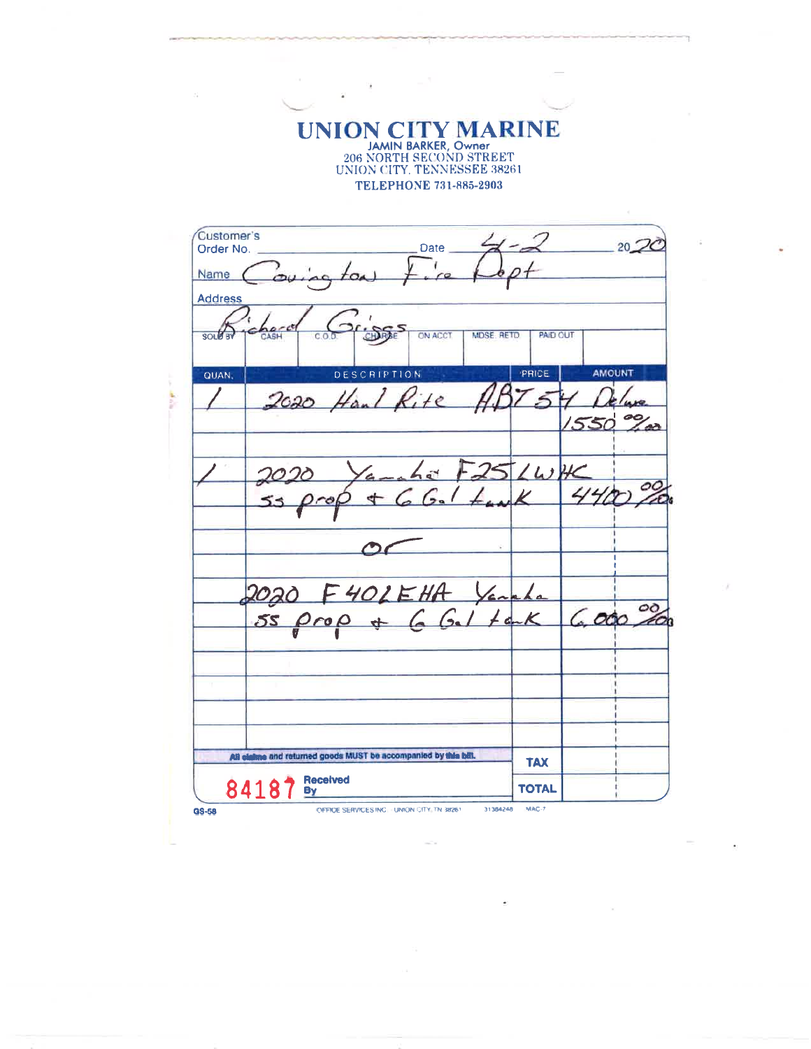# UNION CITY MARINE

JAMIN BARKER, Owner
206 NORTH SECOND STREET
UNION CITY, TENNESSEE 38261
TELEPHONE 731-885-2903

Customer's Order No. ______ Date 4-2 2020

Name Covington Fire Dept

Address

Richard Griggs

| SOLD BY | CASH | C.O.D. | CHARGE | ON ACCT | MDSE. RETD | PAID OUT |
|---|---|---|---|---|---|---|
| | | | | | | |

| QUAN. | DESCRIPTION | PRICE | AMOUNT |
|---|---|---|---|
| 1 | 2020 Haul Rite ABT 54 Deluxe | | 1550 00/100 |
| | | | |
| 1 | 2020 Yamaha F25LWHC | | |
| | 55 prop + 6 Gal tank | | 4400 00/100 |
| | | | |
| | or | | |
| | | | |
| | 2020 F40LEHA Yamaha | | |
| | 55 prop + 6 Gal tank | | 6,000 00/100 |
| | | | |

All claims and returned goods MUST be accompanied by this bill.

| | |
|---|---|
| TAX | |
| TOTAL | |

84187 Received By

GS-58

OFFICE SERVICES INC. UNION CITY, TN 38261 31384248 MAC-7